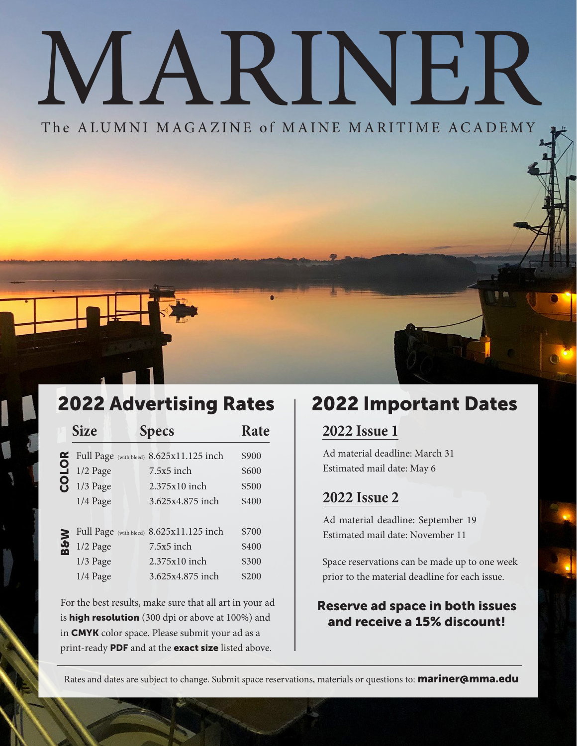# MARINER

The ALUMNI MAGAZINE of MAINE MARITIME ACADEMY

## 2022 Advertising Rates

| | Size | Specs | Rate |
|---|---|---|---|
| COLOR | Full Page (with bleed) | 8.625x11.125 inch | $900 |
| | 1/2 Page | 7.5x5 inch | $600 |
| | 1/3 Page | 2.375x10 inch | $500 |
| | 1/4 Page | 3.625x4.875 inch | $400 |
| B&W | Full Page (with bleed) | 8.625x11.125 inch | $700 |
| | 1/2 Page | 7.5x5 inch | $400 |
| | 1/3 Page | 2.375x10 inch | $300 |
| | 1/4 Page | 3.625x4.875 inch | $200 |

For the best results, make sure that all art in your ad is **high resolution** (300 dpi or above at 100%) and in **CMYK** color space. Please submit your ad as a print-ready **PDF** and at the **exact size** listed above.

## 2022 Important Dates

### 2022 Issue 1

Ad material deadline: March 31
Estimated mail date: May 6

### 2022 Issue 2

Ad material deadline: September 19
Estimated mail date: November 11

Space reservations can be made up to one week prior to the material deadline for each issue.

**Reserve ad space in both issues and receive a 15% discount!**

Rates and dates are subject to change. Submit space reservations, materials or questions to: **mariner@mma.edu**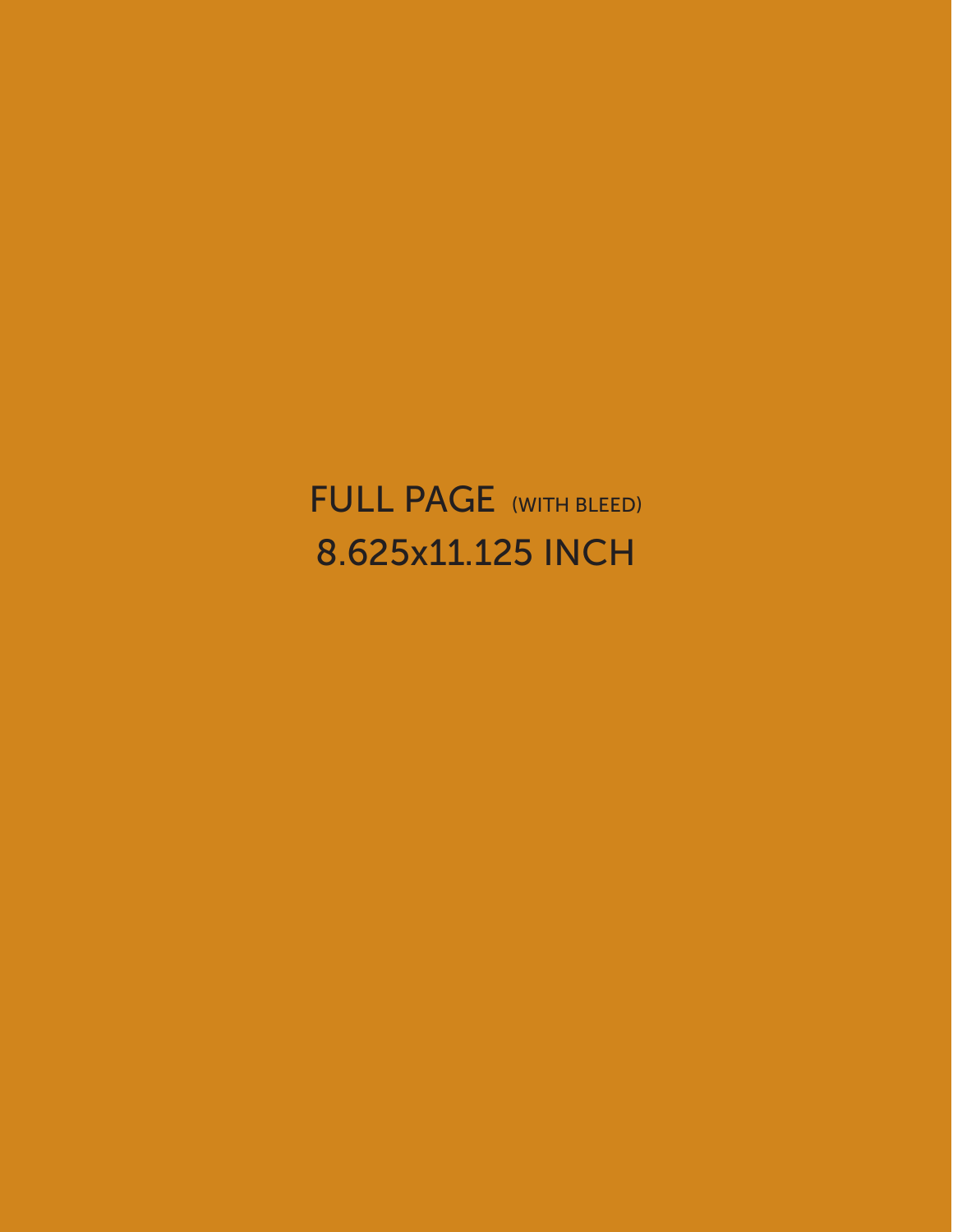FULL PAGE (WITH BLEED)

8.625x11.125 INCH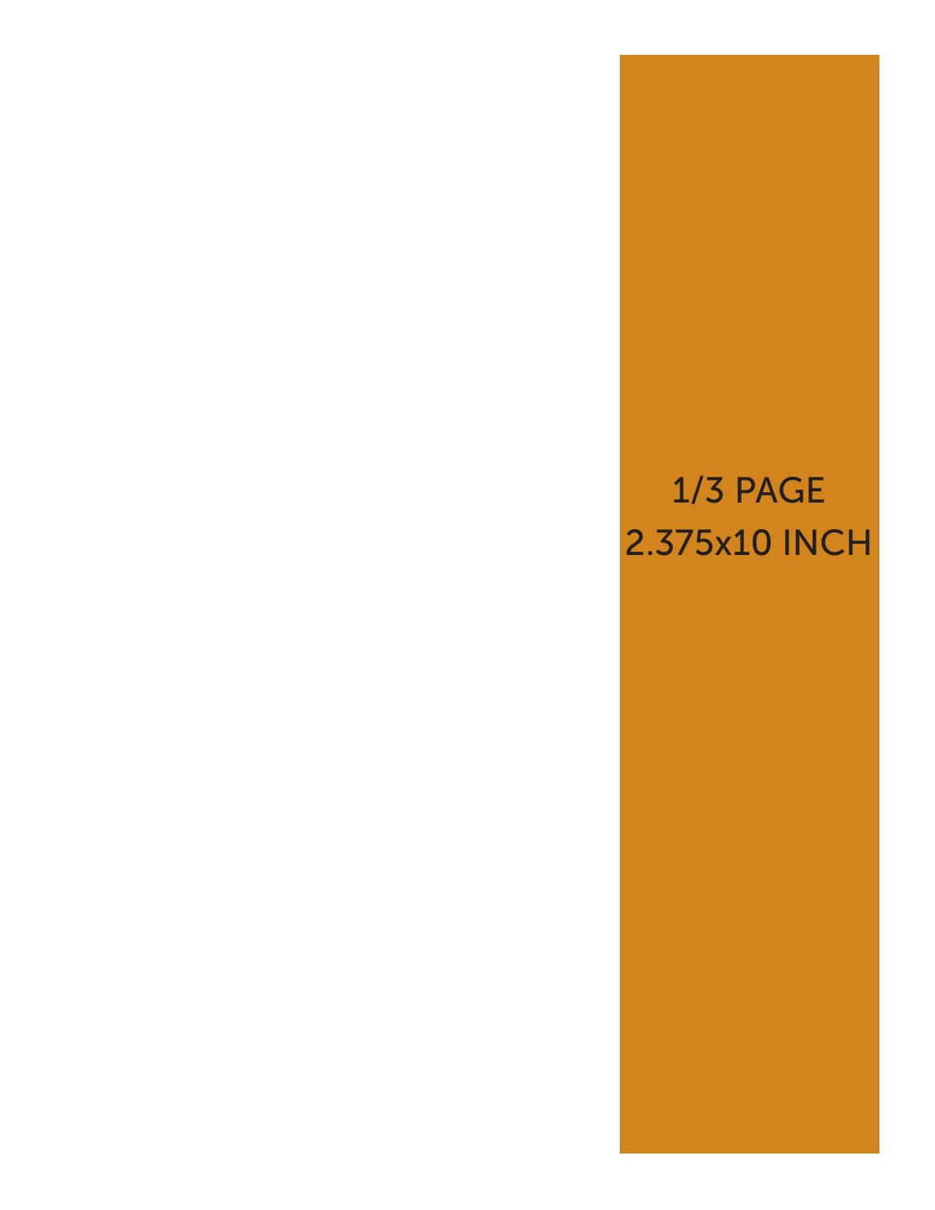1/3 PAGE
2.375x10 INCH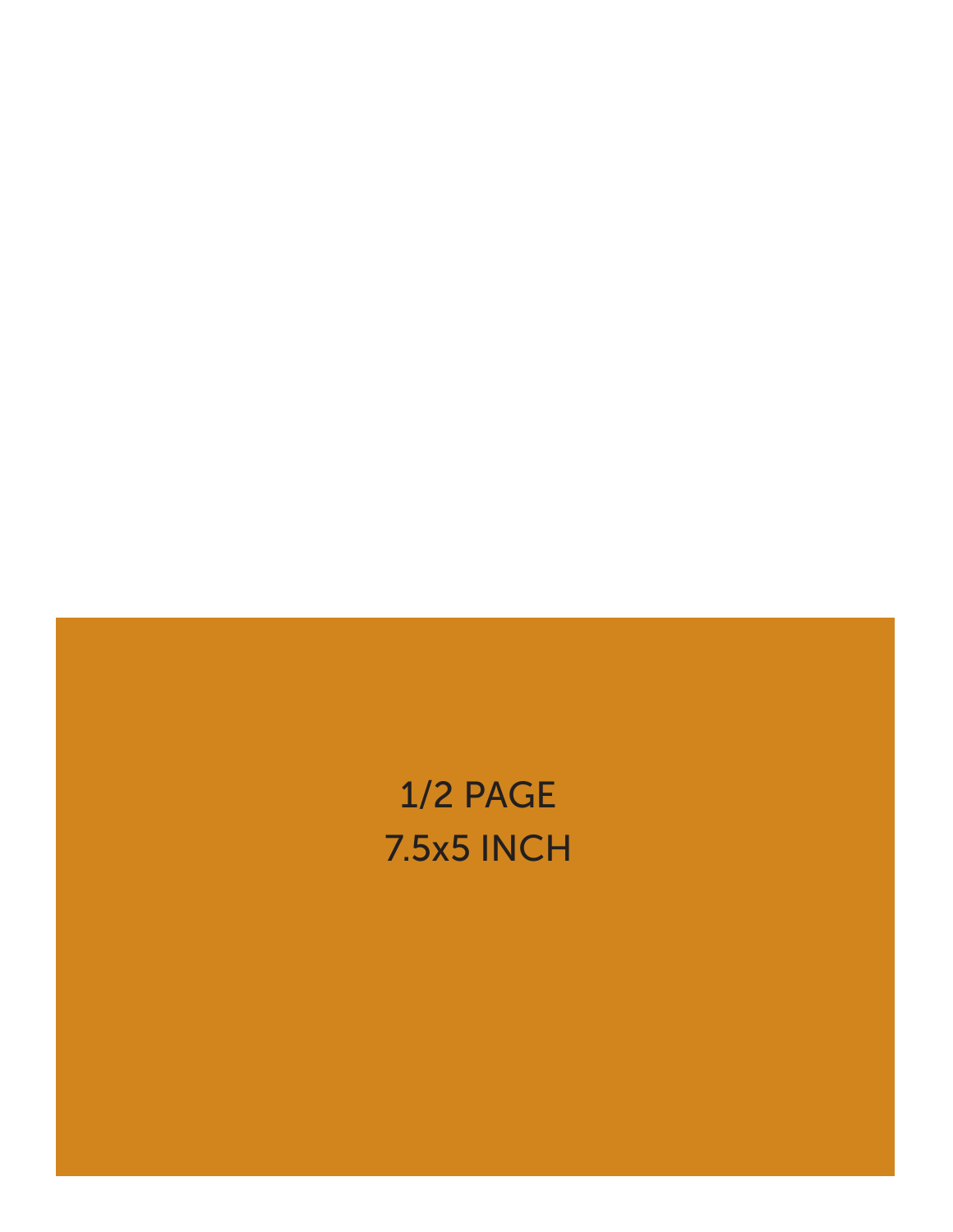1/2 PAGE
7.5x5 INCH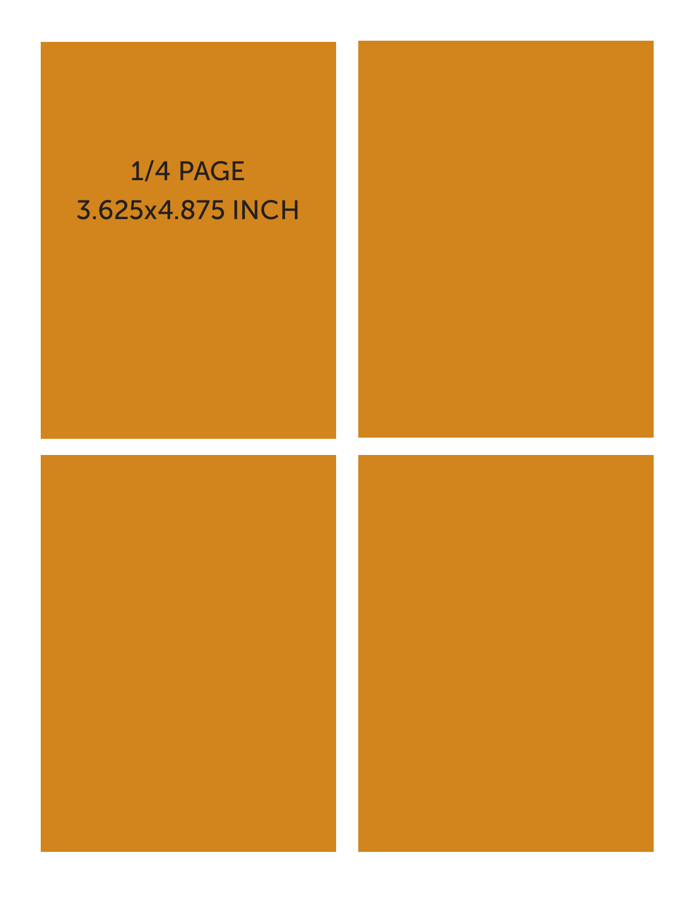1/4 PAGE

3.625x4.875 INCH